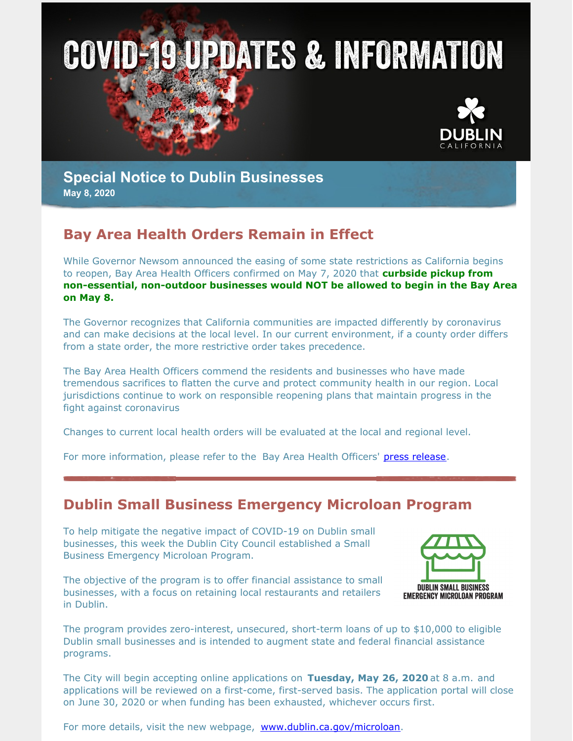# COVID-19 UPDATES & INFORMATION

DUBLIN CALIFORNIA

## Special Notice to Dublin Businesses

**May 8, 2020**

## Bay Area Health Orders Remain in Effect

While Governor Newsom announced the easing of some state restrictions as California begins to reopen, Bay Area Health Officers confirmed on May 7, 2020 that **curbside pickup from non-essential, non-outdoor businesses would NOT be allowed to begin in the Bay Area on May 8.**

The Governor recognizes that California communities are impacted differently by coronavirus and can make decisions at the local level. In our current environment, if a county order differs from a state order, the more restrictive order takes precedence.

The Bay Area Health Officers commend the residents and businesses who have made tremendous sacrifices to flatten the curve and protect community health in our region. Local jurisdictions continue to work on responsible reopening plans that maintain progress in the fight against coronavirus

Changes to current local health orders will be evaluated at the local and regional level.

For more information, please refer to the Bay Area Health Officers' press release.

---

## Dublin Small Business Emergency Microloan Program

To help mitigate the negative impact of COVID-19 on Dublin small businesses, this week the Dublin City Council established a Small Business Emergency Microloan Program.

DUBLIN SMALL BUSINESS EMERGENCY MICROLOAN PROGRAM

The objective of the program is to offer financial assistance to small businesses, with a focus on retaining local restaurants and retailers in Dublin.

The program provides zero-interest, unsecured, short-term loans of up to $10,000 to eligible Dublin small businesses and is intended to augment state and federal financial assistance programs.

The City will begin accepting online applications on **Tuesday, May 26, 2020** at 8 a.m. and applications will be reviewed on a first-come, first-served basis. The application portal will close on June 30, 2020 or when funding has been exhausted, whichever occurs first.

For more details, visit the new webpage, www.dublin.ca.gov/microloan.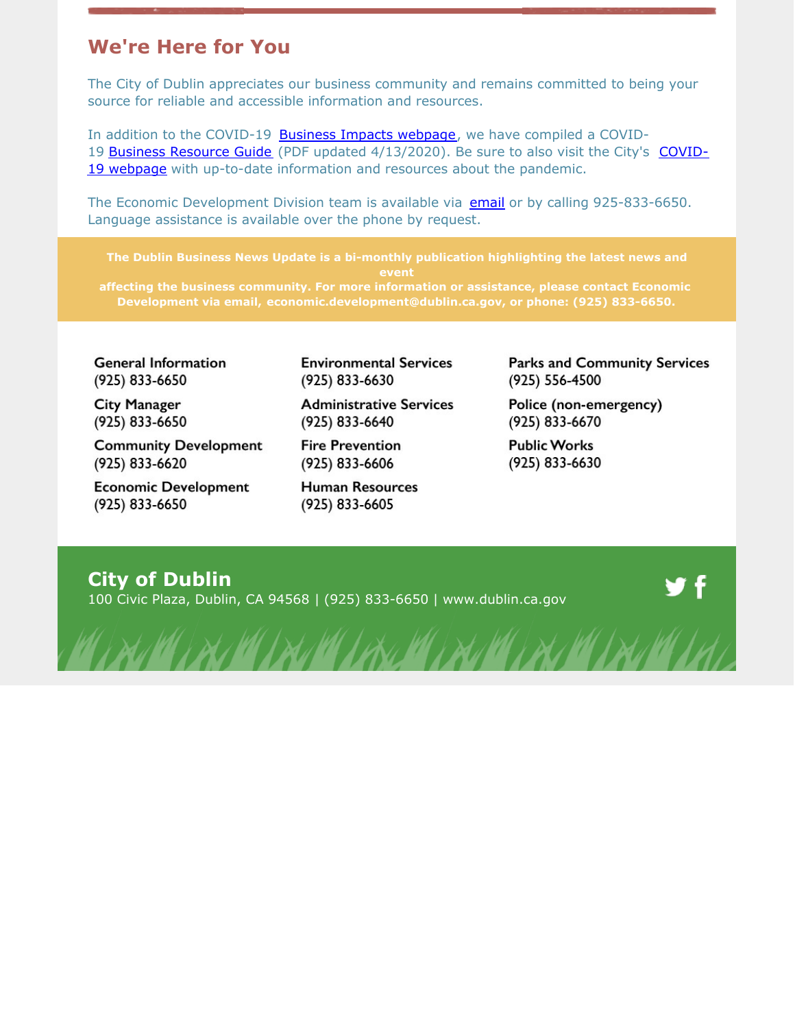## We're Here for You

The City of Dublin appreciates our business community and remains committed to being your source for reliable and accessible information and resources.

In addition to the COVID-19 Business Impacts webpage, we have compiled a COVID-19 Business Resource Guide (PDF updated 4/13/2020). Be sure to also visit the City's COVID-19 webpage with up-to-date information and resources about the pandemic.

The Economic Development Division team is available via email or by calling 925-833-6650. Language assistance is available over the phone by request.

**The Dublin Business News Update is a bi-monthly publication highlighting the latest news and event affecting the business community. For more information or assistance, please contact Economic Development via email, economic.development@dublin.ca.gov, or phone: (925) 833-6650.**

**General Information**
(925) 833-6650

**City Manager**
(925) 833-6650

**Community Development**
(925) 833-6620

**Economic Development**
(925) 833-6650

**Environmental Services**
(925) 833-6630

**Administrative Services**
(925) 833-6640

**Fire Prevention**
(925) 833-6606

**Human Resources**
(925) 833-6605

**Parks and Community Services**
(925) 556-4500

**Police (non-emergency)**
(925) 833-6670

**Public Works**
(925) 833-6630

**City of Dublin**
100 Civic Plaza, Dublin, CA 94568 | (925) 833-6650 | www.dublin.ca.gov